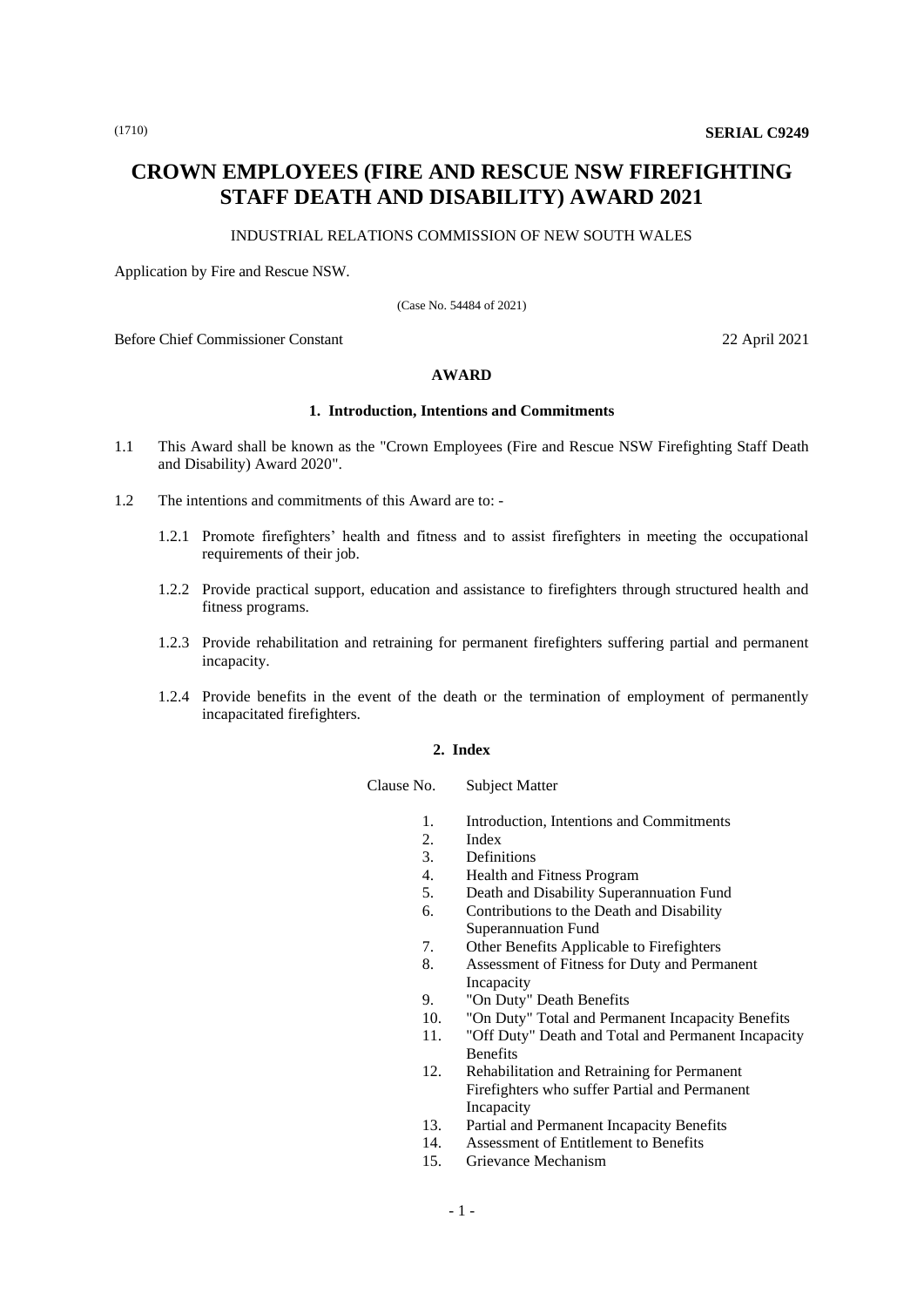(1710) **SERIAL C9249**

# CROWN EMPLOYEES (FIRE AND RESCUE NSW FIREFIGHTING STAFF DEATH AND DISABILITY) AWARD 2021

INDUSTRIAL RELATIONS COMMISSION OF NEW SOUTH WALES

Application by Fire and Rescue NSW.

(Case No. 54484 of 2021)

Before Chief Commissioner Constant 22 April 2021

## AWARD

### 1. Introduction, Intentions and Commitments

1.1 This Award shall be known as the "Crown Employees (Fire and Rescue NSW Firefighting Staff Death and Disability) Award 2020".

1.2 The intentions and commitments of this Award are to: -

1.2.1 Promote firefighters' health and fitness and to assist firefighters in meeting the occupational requirements of their job.

1.2.2 Provide practical support, education and assistance to firefighters through structured health and fitness programs.

1.2.3 Provide rehabilitation and retraining for permanent firefighters suffering partial and permanent incapacity.

1.2.4 Provide benefits in the event of the death or the termination of employment of permanently incapacitated firefighters.

### 2. Index

| Clause No. | Subject Matter |
|---|---|
| 1. | Introduction, Intentions and Commitments |
| 2. | Index |
| 3. | Definitions |
| 4. | Health and Fitness Program |
| 5. | Death and Disability Superannuation Fund |
| 6. | Contributions to the Death and Disability Superannuation Fund |
| 7. | Other Benefits Applicable to Firefighters |
| 8. | Assessment of Fitness for Duty and Permanent Incapacity |
| 9. | "On Duty" Death Benefits |
| 10. | "On Duty" Total and Permanent Incapacity Benefits |
| 11. | "Off Duty" Death and Total and Permanent Incapacity Benefits |
| 12. | Rehabilitation and Retraining for Permanent Firefighters who suffer Partial and Permanent Incapacity |
| 13. | Partial and Permanent Incapacity Benefits |
| 14. | Assessment of Entitlement to Benefits |
| 15. | Grievance Mechanism |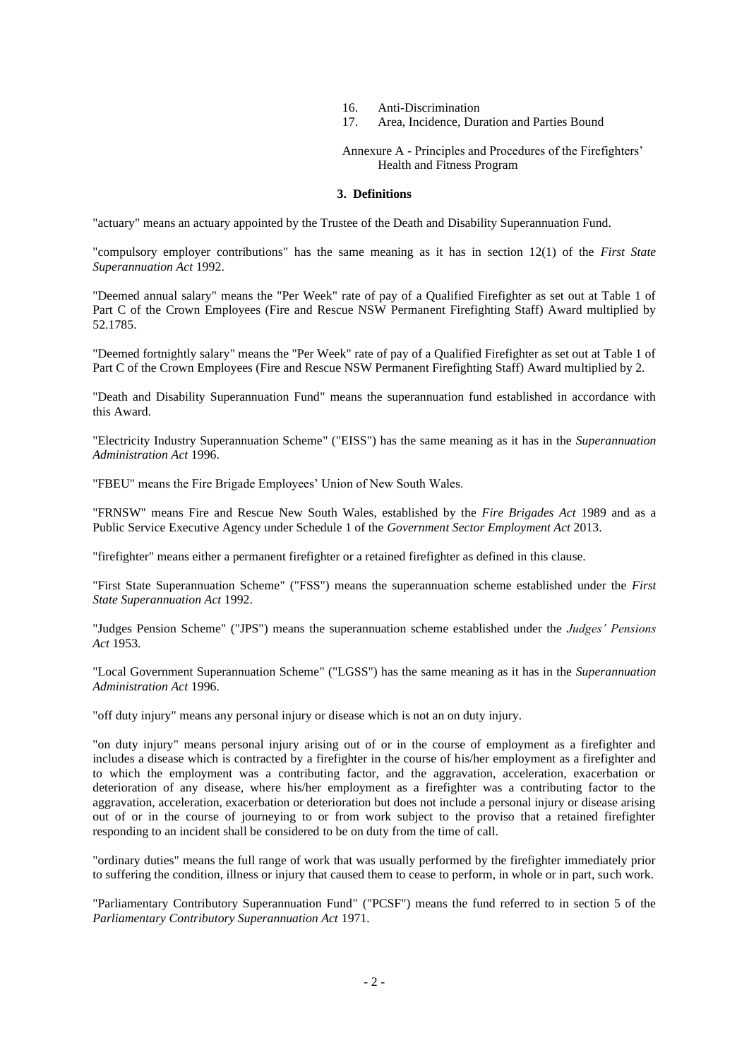16. Anti-Discrimination
17. Area, Incidence, Duration and Parties Bound

Annexure A - Principles and Procedures of the Firefighters' Health and Fitness Program

### 3. Definitions

"actuary" means an actuary appointed by the Trustee of the Death and Disability Superannuation Fund.

"compulsory employer contributions" has the same meaning as it has in section 12(1) of the *First State Superannuation Act* 1992.

"Deemed annual salary" means the "Per Week" rate of pay of a Qualified Firefighter as set out at Table 1 of Part C of the Crown Employees (Fire and Rescue NSW Permanent Firefighting Staff) Award multiplied by 52.1785.

"Deemed fortnightly salary" means the "Per Week" rate of pay of a Qualified Firefighter as set out at Table 1 of Part C of the Crown Employees (Fire and Rescue NSW Permanent Firefighting Staff) Award multiplied by 2.

"Death and Disability Superannuation Fund" means the superannuation fund established in accordance with this Award.

"Electricity Industry Superannuation Scheme" ("EISS") has the same meaning as it has in the *Superannuation Administration Act* 1996.

"FBEU" means the Fire Brigade Employees' Union of New South Wales.

"FRNSW" means Fire and Rescue New South Wales, established by the *Fire Brigades Act* 1989 and as a Public Service Executive Agency under Schedule 1 of the *Government Sector Employment Act* 2013.

"firefighter" means either a permanent firefighter or a retained firefighter as defined in this clause.

"First State Superannuation Scheme" ("FSS") means the superannuation scheme established under the *First State Superannuation Act* 1992.

"Judges Pension Scheme" ("JPS") means the superannuation scheme established under the *Judges' Pensions Act* 1953.

"Local Government Superannuation Scheme" ("LGSS") has the same meaning as it has in the *Superannuation Administration Act* 1996.

"off duty injury" means any personal injury or disease which is not an on duty injury.

"on duty injury" means personal injury arising out of or in the course of employment as a firefighter and includes a disease which is contracted by a firefighter in the course of his/her employment as a firefighter and to which the employment was a contributing factor, and the aggravation, acceleration, exacerbation or deterioration of any disease, where his/her employment as a firefighter was a contributing factor to the aggravation, acceleration, exacerbation or deterioration but does not include a personal injury or disease arising out of or in the course of journeying to or from work subject to the proviso that a retained firefighter responding to an incident shall be considered to be on duty from the time of call.

"ordinary duties" means the full range of work that was usually performed by the firefighter immediately prior to suffering the condition, illness or injury that caused them to cease to perform, in whole or in part, such work.

"Parliamentary Contributory Superannuation Fund" ("PCSF") means the fund referred to in section 5 of the *Parliamentary Contributory Superannuation Act* 1971.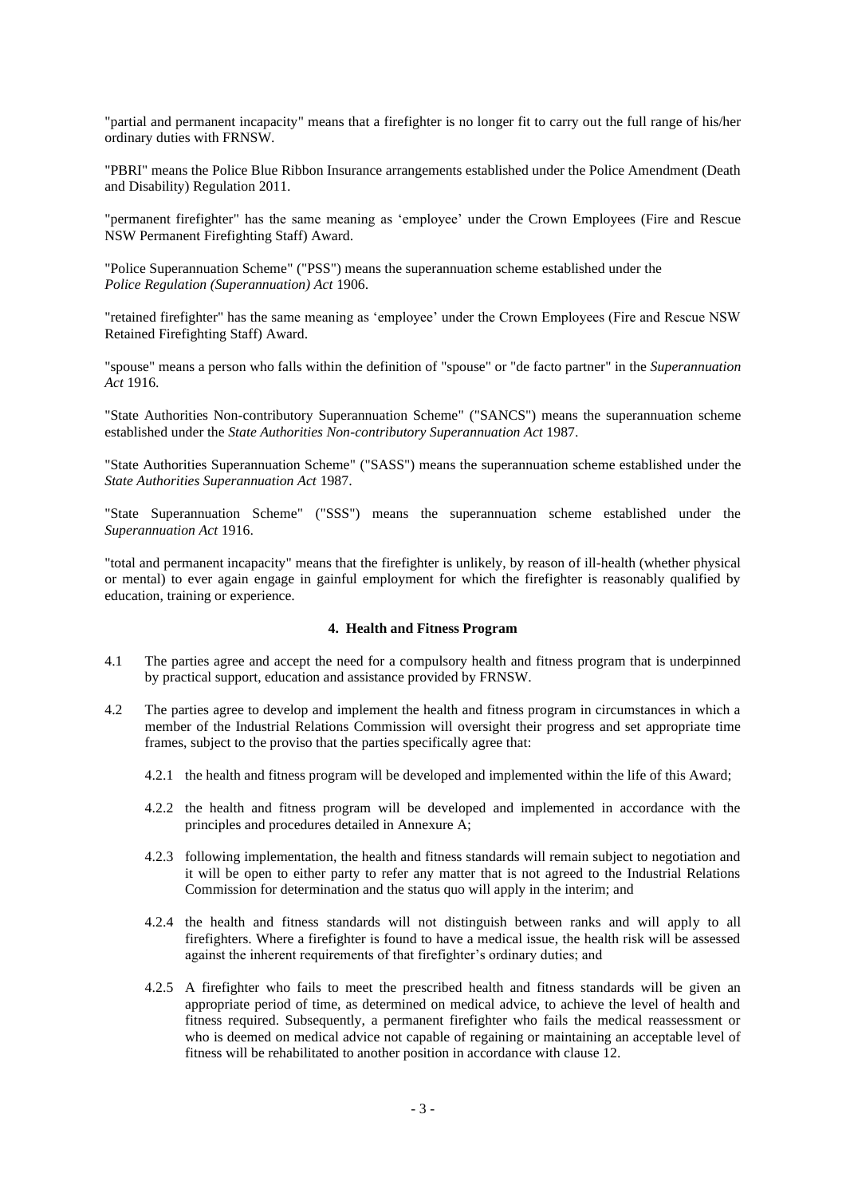"partial and permanent incapacity" means that a firefighter is no longer fit to carry out the full range of his/her ordinary duties with FRNSW.

"PBRI" means the Police Blue Ribbon Insurance arrangements established under the Police Amendment (Death and Disability) Regulation 2011.

"permanent firefighter" has the same meaning as 'employee' under the Crown Employees (Fire and Rescue NSW Permanent Firefighting Staff) Award.

"Police Superannuation Scheme" ("PSS") means the superannuation scheme established under the *Police Regulation (Superannuation) Act* 1906.

"retained firefighter" has the same meaning as 'employee' under the Crown Employees (Fire and Rescue NSW Retained Firefighting Staff) Award.

"spouse" means a person who falls within the definition of "spouse" or "de facto partner" in the *Superannuation Act* 1916.

"State Authorities Non-contributory Superannuation Scheme" ("SANCS") means the superannuation scheme established under the *State Authorities Non-contributory Superannuation Act* 1987.

"State Authorities Superannuation Scheme" ("SASS") means the superannuation scheme established under the *State Authorities Superannuation Act* 1987.

"State Superannuation Scheme" ("SSS") means the superannuation scheme established under the *Superannuation Act* 1916.

"total and permanent incapacity" means that the firefighter is unlikely, by reason of ill-health (whether physical or mental) to ever again engage in gainful employment for which the firefighter is reasonably qualified by education, training or experience.

**4. Health and Fitness Program**

4.1 The parties agree and accept the need for a compulsory health and fitness program that is underpinned by practical support, education and assistance provided by FRNSW.

4.2 The parties agree to develop and implement the health and fitness program in circumstances in which a member of the Industrial Relations Commission will oversight their progress and set appropriate time frames, subject to the proviso that the parties specifically agree that:

4.2.1 the health and fitness program will be developed and implemented within the life of this Award;

4.2.2 the health and fitness program will be developed and implemented in accordance with the principles and procedures detailed in Annexure A;

4.2.3 following implementation, the health and fitness standards will remain subject to negotiation and it will be open to either party to refer any matter that is not agreed to the Industrial Relations Commission for determination and the status quo will apply in the interim; and

4.2.4 the health and fitness standards will not distinguish between ranks and will apply to all firefighters. Where a firefighter is found to have a medical issue, the health risk will be assessed against the inherent requirements of that firefighter's ordinary duties; and

4.2.5 A firefighter who fails to meet the prescribed health and fitness standards will be given an appropriate period of time, as determined on medical advice, to achieve the level of health and fitness required. Subsequently, a permanent firefighter who fails the medical reassessment or who is deemed on medical advice not capable of regaining or maintaining an acceptable level of fitness will be rehabilitated to another position in accordance with clause 12.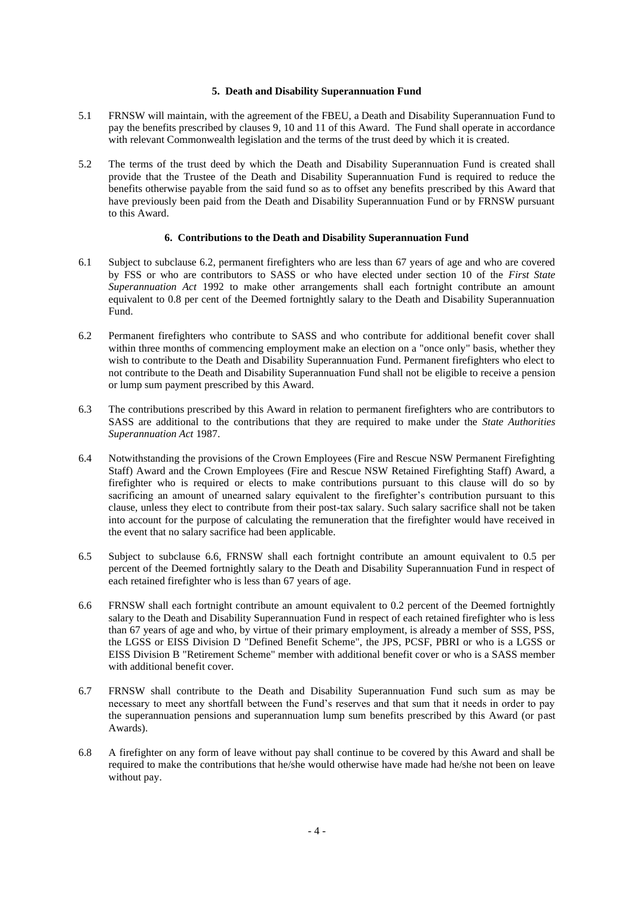## 5. Death and Disability Superannuation Fund

5.1 FRNSW will maintain, with the agreement of the FBEU, a Death and Disability Superannuation Fund to pay the benefits prescribed by clauses 9, 10 and 11 of this Award. The Fund shall operate in accordance with relevant Commonwealth legislation and the terms of the trust deed by which it is created.

5.2 The terms of the trust deed by which the Death and Disability Superannuation Fund is created shall provide that the Trustee of the Death and Disability Superannuation Fund is required to reduce the benefits otherwise payable from the said fund so as to offset any benefits prescribed by this Award that have previously been paid from the Death and Disability Superannuation Fund or by FRNSW pursuant to this Award.

## 6. Contributions to the Death and Disability Superannuation Fund

6.1 Subject to subclause 6.2, permanent firefighters who are less than 67 years of age and who are covered by FSS or who are contributors to SASS or who have elected under section 10 of the *First State Superannuation Act* 1992 to make other arrangements shall each fortnight contribute an amount equivalent to 0.8 per cent of the Deemed fortnightly salary to the Death and Disability Superannuation Fund.

6.2 Permanent firefighters who contribute to SASS and who contribute for additional benefit cover shall within three months of commencing employment make an election on a "once only" basis, whether they wish to contribute to the Death and Disability Superannuation Fund. Permanent firefighters who elect to not contribute to the Death and Disability Superannuation Fund shall not be eligible to receive a pension or lump sum payment prescribed by this Award.

6.3 The contributions prescribed by this Award in relation to permanent firefighters who are contributors to SASS are additional to the contributions that they are required to make under the *State Authorities Superannuation Act* 1987.

6.4 Notwithstanding the provisions of the Crown Employees (Fire and Rescue NSW Permanent Firefighting Staff) Award and the Crown Employees (Fire and Rescue NSW Retained Firefighting Staff) Award, a firefighter who is required or elects to make contributions pursuant to this clause will do so by sacrificing an amount of unearned salary equivalent to the firefighter's contribution pursuant to this clause, unless they elect to contribute from their post-tax salary. Such salary sacrifice shall not be taken into account for the purpose of calculating the remuneration that the firefighter would have received in the event that no salary sacrifice had been applicable.

6.5 Subject to subclause 6.6, FRNSW shall each fortnight contribute an amount equivalent to 0.5 per percent of the Deemed fortnightly salary to the Death and Disability Superannuation Fund in respect of each retained firefighter who is less than 67 years of age.

6.6 FRNSW shall each fortnight contribute an amount equivalent to 0.2 percent of the Deemed fortnightly salary to the Death and Disability Superannuation Fund in respect of each retained firefighter who is less than 67 years of age and who, by virtue of their primary employment, is already a member of SSS, PSS, the LGSS or EISS Division D "Defined Benefit Scheme", the JPS, PCSF, PBRI or who is a LGSS or EISS Division B "Retirement Scheme" member with additional benefit cover or who is a SASS member with additional benefit cover.

6.7 FRNSW shall contribute to the Death and Disability Superannuation Fund such sum as may be necessary to meet any shortfall between the Fund's reserves and that sum that it needs in order to pay the superannuation pensions and superannuation lump sum benefits prescribed by this Award (or past Awards).

6.8 A firefighter on any form of leave without pay shall continue to be covered by this Award and shall be required to make the contributions that he/she would otherwise have made had he/she not been on leave without pay.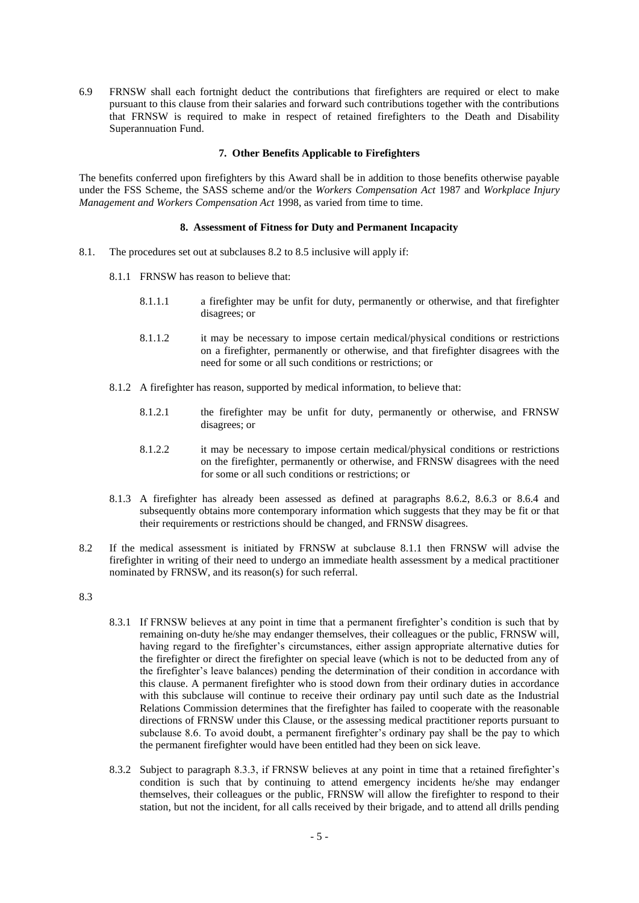6.9 FRNSW shall each fortnight deduct the contributions that firefighters are required or elect to make pursuant to this clause from their salaries and forward such contributions together with the contributions that FRNSW is required to make in respect of retained firefighters to the Death and Disability Superannuation Fund.

**7. Other Benefits Applicable to Firefighters**

The benefits conferred upon firefighters by this Award shall be in addition to those benefits otherwise payable under the FSS Scheme, the SASS scheme and/or the *Workers Compensation Act* 1987 and *Workplace Injury Management and Workers Compensation Act* 1998, as varied from time to time.

**8. Assessment of Fitness for Duty and Permanent Incapacity**

8.1. The procedures set out at subclauses 8.2 to 8.5 inclusive will apply if:

8.1.1 FRNSW has reason to believe that:

8.1.1.1 a firefighter may be unfit for duty, permanently or otherwise, and that firefighter disagrees; or

8.1.1.2 it may be necessary to impose certain medical/physical conditions or restrictions on a firefighter, permanently or otherwise, and that firefighter disagrees with the need for some or all such conditions or restrictions; or

8.1.2 A firefighter has reason, supported by medical information, to believe that:

8.1.2.1 the firefighter may be unfit for duty, permanently or otherwise, and FRNSW disagrees; or

8.1.2.2 it may be necessary to impose certain medical/physical conditions or restrictions on the firefighter, permanently or otherwise, and FRNSW disagrees with the need for some or all such conditions or restrictions; or

8.1.3 A firefighter has already been assessed as defined at paragraphs 8.6.2, 8.6.3 or 8.6.4 and subsequently obtains more contemporary information which suggests that they may be fit or that their requirements or restrictions should be changed, and FRNSW disagrees.

8.2 If the medical assessment is initiated by FRNSW at subclause 8.1.1 then FRNSW will advise the firefighter in writing of their need to undergo an immediate health assessment by a medical practitioner nominated by FRNSW, and its reason(s) for such referral.

8.3

8.3.1 If FRNSW believes at any point in time that a permanent firefighter's condition is such that by remaining on-duty he/she may endanger themselves, their colleagues or the public, FRNSW will, having regard to the firefighter's circumstances, either assign appropriate alternative duties for the firefighter or direct the firefighter on special leave (which is not to be deducted from any of the firefighter's leave balances) pending the determination of their condition in accordance with this clause. A permanent firefighter who is stood down from their ordinary duties in accordance with this subclause will continue to receive their ordinary pay until such date as the Industrial Relations Commission determines that the firefighter has failed to cooperate with the reasonable directions of FRNSW under this Clause, or the assessing medical practitioner reports pursuant to subclause 8.6. To avoid doubt, a permanent firefighter's ordinary pay shall be the pay to which the permanent firefighter would have been entitled had they been on sick leave.

8.3.2 Subject to paragraph 8.3.3, if FRNSW believes at any point in time that a retained firefighter's condition is such that by continuing to attend emergency incidents he/she may endanger themselves, their colleagues or the public, FRNSW will allow the firefighter to respond to their station, but not the incident, for all calls received by their brigade, and to attend all drills pending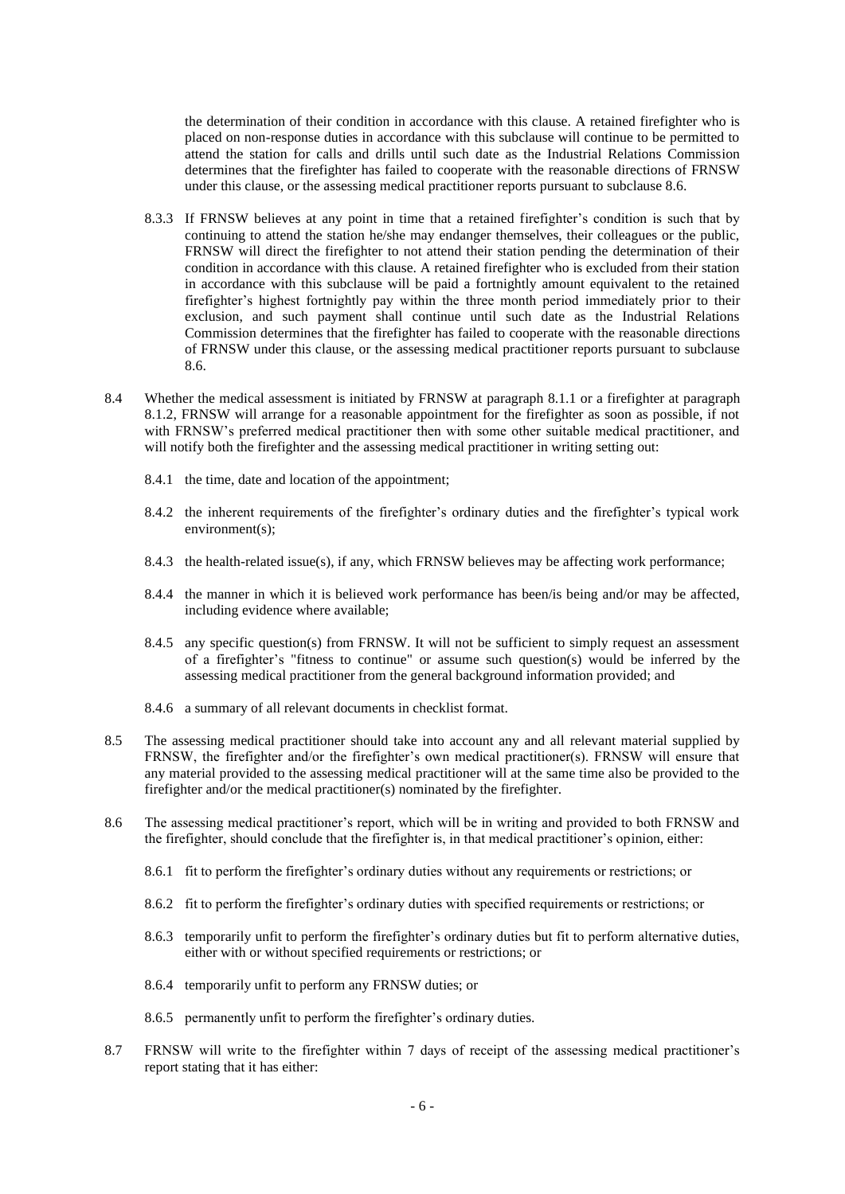the determination of their condition in accordance with this clause. A retained firefighter who is placed on non-response duties in accordance with this subclause will continue to be permitted to attend the station for calls and drills until such date as the Industrial Relations Commission determines that the firefighter has failed to cooperate with the reasonable directions of FRNSW under this clause, or the assessing medical practitioner reports pursuant to subclause 8.6.

8.3.3 If FRNSW believes at any point in time that a retained firefighter's condition is such that by continuing to attend the station he/she may endanger themselves, their colleagues or the public, FRNSW will direct the firefighter to not attend their station pending the determination of their condition in accordance with this clause. A retained firefighter who is excluded from their station in accordance with this subclause will be paid a fortnightly amount equivalent to the retained firefighter's highest fortnightly pay within the three month period immediately prior to their exclusion, and such payment shall continue until such date as the Industrial Relations Commission determines that the firefighter has failed to cooperate with the reasonable directions of FRNSW under this clause, or the assessing medical practitioner reports pursuant to subclause 8.6.

8.4 Whether the medical assessment is initiated by FRNSW at paragraph 8.1.1 or a firefighter at paragraph 8.1.2, FRNSW will arrange for a reasonable appointment for the firefighter as soon as possible, if not with FRNSW's preferred medical practitioner then with some other suitable medical practitioner, and will notify both the firefighter and the assessing medical practitioner in writing setting out:

8.4.1 the time, date and location of the appointment;

8.4.2 the inherent requirements of the firefighter's ordinary duties and the firefighter's typical work environment(s);

8.4.3 the health-related issue(s), if any, which FRNSW believes may be affecting work performance;

8.4.4 the manner in which it is believed work performance has been/is being and/or may be affected, including evidence where available;

8.4.5 any specific question(s) from FRNSW. It will not be sufficient to simply request an assessment of a firefighter's "fitness to continue" or assume such question(s) would be inferred by the assessing medical practitioner from the general background information provided; and

8.4.6 a summary of all relevant documents in checklist format.

8.5 The assessing medical practitioner should take into account any and all relevant material supplied by FRNSW, the firefighter and/or the firefighter's own medical practitioner(s). FRNSW will ensure that any material provided to the assessing medical practitioner will at the same time also be provided to the firefighter and/or the medical practitioner(s) nominated by the firefighter.

8.6 The assessing medical practitioner's report, which will be in writing and provided to both FRNSW and the firefighter, should conclude that the firefighter is, in that medical practitioner's opinion, either:

8.6.1 fit to perform the firefighter's ordinary duties without any requirements or restrictions; or

8.6.2 fit to perform the firefighter's ordinary duties with specified requirements or restrictions; or

8.6.3 temporarily unfit to perform the firefighter's ordinary duties but fit to perform alternative duties, either with or without specified requirements or restrictions; or

8.6.4 temporarily unfit to perform any FRNSW duties; or

8.6.5 permanently unfit to perform the firefighter's ordinary duties.

8.7 FRNSW will write to the firefighter within 7 days of receipt of the assessing medical practitioner's report stating that it has either: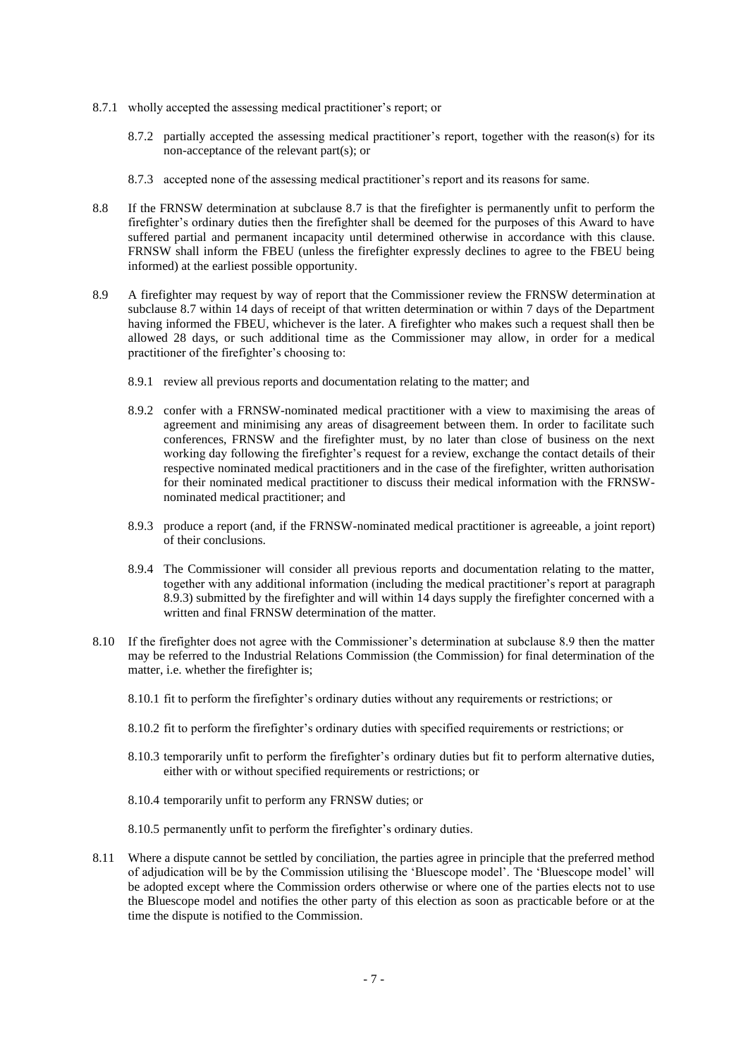8.7.1 wholly accepted the assessing medical practitioner's report; or

8.7.2 partially accepted the assessing medical practitioner's report, together with the reason(s) for its non-acceptance of the relevant part(s); or

8.7.3 accepted none of the assessing medical practitioner's report and its reasons for same.

8.8 If the FRNSW determination at subclause 8.7 is that the firefighter is permanently unfit to perform the firefighter's ordinary duties then the firefighter shall be deemed for the purposes of this Award to have suffered partial and permanent incapacity until determined otherwise in accordance with this clause. FRNSW shall inform the FBEU (unless the firefighter expressly declines to agree to the FBEU being informed) at the earliest possible opportunity.

8.9 A firefighter may request by way of report that the Commissioner review the FRNSW determination at subclause 8.7 within 14 days of receipt of that written determination or within 7 days of the Department having informed the FBEU, whichever is the later. A firefighter who makes such a request shall then be allowed 28 days, or such additional time as the Commissioner may allow, in order for a medical practitioner of the firefighter's choosing to:

8.9.1 review all previous reports and documentation relating to the matter; and

8.9.2 confer with a FRNSW-nominated medical practitioner with a view to maximising the areas of agreement and minimising any areas of disagreement between them. In order to facilitate such conferences, FRNSW and the firefighter must, by no later than close of business on the next working day following the firefighter's request for a review, exchange the contact details of their respective nominated medical practitioners and in the case of the firefighter, written authorisation for their nominated medical practitioner to discuss their medical information with the FRNSW-nominated medical practitioner; and

8.9.3 produce a report (and, if the FRNSW-nominated medical practitioner is agreeable, a joint report) of their conclusions.

8.9.4 The Commissioner will consider all previous reports and documentation relating to the matter, together with any additional information (including the medical practitioner's report at paragraph 8.9.3) submitted by the firefighter and will within 14 days supply the firefighter concerned with a written and final FRNSW determination of the matter.

8.10 If the firefighter does not agree with the Commissioner's determination at subclause 8.9 then the matter may be referred to the Industrial Relations Commission (the Commission) for final determination of the matter, i.e. whether the firefighter is;

8.10.1 fit to perform the firefighter's ordinary duties without any requirements or restrictions; or

8.10.2 fit to perform the firefighter's ordinary duties with specified requirements or restrictions; or

8.10.3 temporarily unfit to perform the firefighter's ordinary duties but fit to perform alternative duties, either with or without specified requirements or restrictions; or

8.10.4 temporarily unfit to perform any FRNSW duties; or

8.10.5 permanently unfit to perform the firefighter's ordinary duties.

8.11 Where a dispute cannot be settled by conciliation, the parties agree in principle that the preferred method of adjudication will be by the Commission utilising the 'Bluescope model'. The 'Bluescope model' will be adopted except where the Commission orders otherwise or where one of the parties elects not to use the Bluescope model and notifies the other party of this election as soon as practicable before or at the time the dispute is notified to the Commission.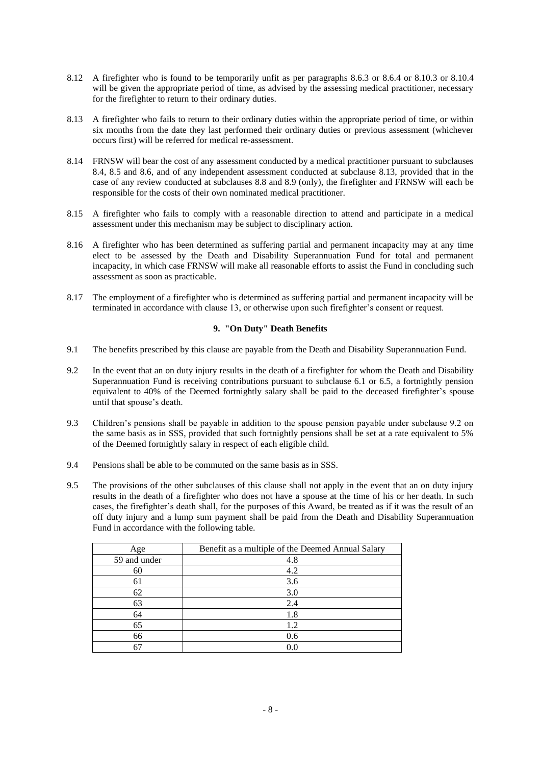8.12 A firefighter who is found to be temporarily unfit as per paragraphs 8.6.3 or 8.6.4 or 8.10.3 or 8.10.4 will be given the appropriate period of time, as advised by the assessing medical practitioner, necessary for the firefighter to return to their ordinary duties.

8.13 A firefighter who fails to return to their ordinary duties within the appropriate period of time, or within six months from the date they last performed their ordinary duties or previous assessment (whichever occurs first) will be referred for medical re-assessment.

8.14 FRNSW will bear the cost of any assessment conducted by a medical practitioner pursuant to subclauses 8.4, 8.5 and 8.6, and of any independent assessment conducted at subclause 8.13, provided that in the case of any review conducted at subclauses 8.8 and 8.9 (only), the firefighter and FRNSW will each be responsible for the costs of their own nominated medical practitioner.

8.15 A firefighter who fails to comply with a reasonable direction to attend and participate in a medical assessment under this mechanism may be subject to disciplinary action.

8.16 A firefighter who has been determined as suffering partial and permanent incapacity may at any time elect to be assessed by the Death and Disability Superannuation Fund for total and permanent incapacity, in which case FRNSW will make all reasonable efforts to assist the Fund in concluding such assessment as soon as practicable.

8.17 The employment of a firefighter who is determined as suffering partial and permanent incapacity will be terminated in accordance with clause 13, or otherwise upon such firefighter's consent or request.

### 9. "On Duty" Death Benefits

9.1 The benefits prescribed by this clause are payable from the Death and Disability Superannuation Fund.

9.2 In the event that an on duty injury results in the death of a firefighter for whom the Death and Disability Superannuation Fund is receiving contributions pursuant to subclause 6.1 or 6.5, a fortnightly pension equivalent to 40% of the Deemed fortnightly salary shall be paid to the deceased firefighter's spouse until that spouse's death.

9.3 Children's pensions shall be payable in addition to the spouse pension payable under subclause 9.2 on the same basis as in SSS, provided that such fortnightly pensions shall be set at a rate equivalent to 5% of the Deemed fortnightly salary in respect of each eligible child.

9.4 Pensions shall be able to be commuted on the same basis as in SSS.

9.5 The provisions of the other subclauses of this clause shall not apply in the event that an on duty injury results in the death of a firefighter who does not have a spouse at the time of his or her death. In such cases, the firefighter's death shall, for the purposes of this Award, be treated as if it was the result of an off duty injury and a lump sum payment shall be paid from the Death and Disability Superannuation Fund in accordance with the following table.

| Age | Benefit as a multiple of the Deemed Annual Salary |
|---|---|
| 59 and under | 4.8 |
| 60 | 4.2 |
| 61 | 3.6 |
| 62 | 3.0 |
| 63 | 2.4 |
| 64 | 1.8 |
| 65 | 1.2 |
| 66 | 0.6 |
| 67 | 0.0 |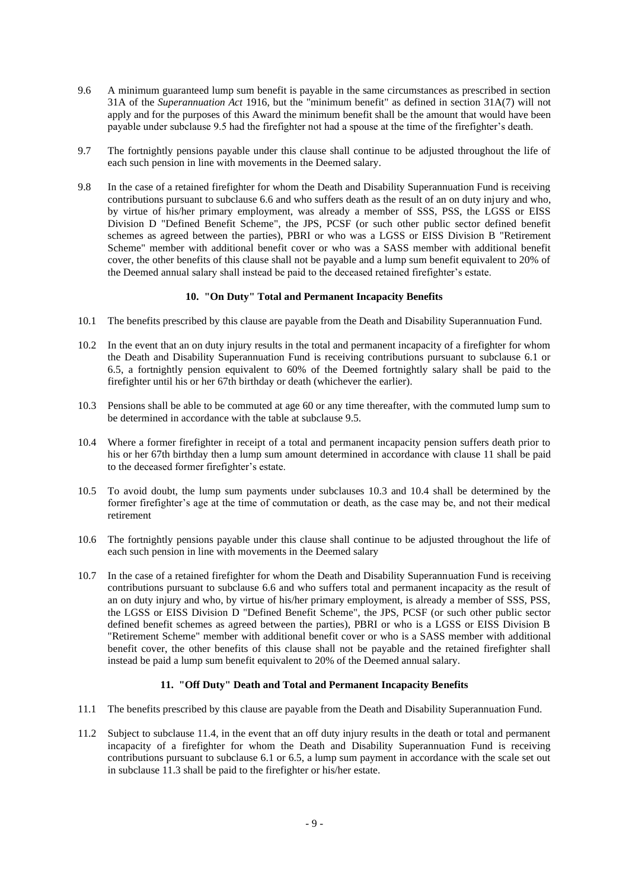9.6 A minimum guaranteed lump sum benefit is payable in the same circumstances as prescribed in section 31A of the *Superannuation Act* 1916, but the "minimum benefit" as defined in section 31A(7) will not apply and for the purposes of this Award the minimum benefit shall be the amount that would have been payable under subclause 9.5 had the firefighter not had a spouse at the time of the firefighter's death.

9.7 The fortnightly pensions payable under this clause shall continue to be adjusted throughout the life of each such pension in line with movements in the Deemed salary.

9.8 In the case of a retained firefighter for whom the Death and Disability Superannuation Fund is receiving contributions pursuant to subclause 6.6 and who suffers death as the result of an on duty injury and who, by virtue of his/her primary employment, was already a member of SSS, PSS, the LGSS or EISS Division D "Defined Benefit Scheme", the JPS, PCSF (or such other public sector defined benefit schemes as agreed between the parties), PBRI or who was a LGSS or EISS Division B "Retirement Scheme" member with additional benefit cover or who was a SASS member with additional benefit cover, the other benefits of this clause shall not be payable and a lump sum benefit equivalent to 20% of the Deemed annual salary shall instead be paid to the deceased retained firefighter's estate.

### 10. "On Duty" Total and Permanent Incapacity Benefits

10.1 The benefits prescribed by this clause are payable from the Death and Disability Superannuation Fund.

10.2 In the event that an on duty injury results in the total and permanent incapacity of a firefighter for whom the Death and Disability Superannuation Fund is receiving contributions pursuant to subclause 6.1 or 6.5, a fortnightly pension equivalent to 60% of the Deemed fortnightly salary shall be paid to the firefighter until his or her 67th birthday or death (whichever the earlier).

10.3 Pensions shall be able to be commuted at age 60 or any time thereafter, with the commuted lump sum to be determined in accordance with the table at subclause 9.5.

10.4 Where a former firefighter in receipt of a total and permanent incapacity pension suffers death prior to his or her 67th birthday then a lump sum amount determined in accordance with clause 11 shall be paid to the deceased former firefighter's estate.

10.5 To avoid doubt, the lump sum payments under subclauses 10.3 and 10.4 shall be determined by the former firefighter's age at the time of commutation or death, as the case may be, and not their medical retirement

10.6 The fortnightly pensions payable under this clause shall continue to be adjusted throughout the life of each such pension in line with movements in the Deemed salary

10.7 In the case of a retained firefighter for whom the Death and Disability Superannuation Fund is receiving contributions pursuant to subclause 6.6 and who suffers total and permanent incapacity as the result of an on duty injury and who, by virtue of his/her primary employment, is already a member of SSS, PSS, the LGSS or EISS Division D "Defined Benefit Scheme", the JPS, PCSF (or such other public sector defined benefit schemes as agreed between the parties), PBRI or who is a LGSS or EISS Division B "Retirement Scheme" member with additional benefit cover or who is a SASS member with additional benefit cover, the other benefits of this clause shall not be payable and the retained firefighter shall instead be paid a lump sum benefit equivalent to 20% of the Deemed annual salary.

### 11. "Off Duty" Death and Total and Permanent Incapacity Benefits

11.1 The benefits prescribed by this clause are payable from the Death and Disability Superannuation Fund.

11.2 Subject to subclause 11.4, in the event that an off duty injury results in the death or total and permanent incapacity of a firefighter for whom the Death and Disability Superannuation Fund is receiving contributions pursuant to subclause 6.1 or 6.5, a lump sum payment in accordance with the scale set out in subclause 11.3 shall be paid to the firefighter or his/her estate.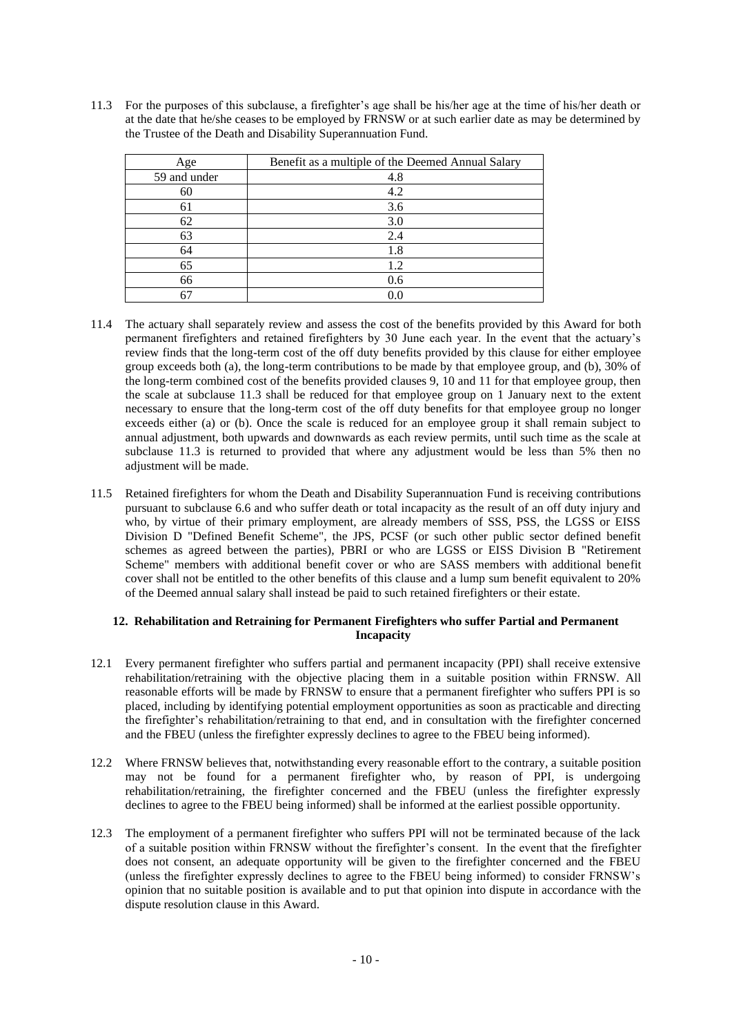11.3 For the purposes of this subclause, a firefighter's age shall be his/her age at the time of his/her death or at the date that he/she ceases to be employed by FRNSW or at such earlier date as may be determined by the Trustee of the Death and Disability Superannuation Fund.

| Age | Benefit as a multiple of the Deemed Annual Salary |
|---|---|
| 59 and under | 4.8 |
| 60 | 4.2 |
| 61 | 3.6 |
| 62 | 3.0 |
| 63 | 2.4 |
| 64 | 1.8 |
| 65 | 1.2 |
| 66 | 0.6 |
| 67 | 0.0 |

11.4 The actuary shall separately review and assess the cost of the benefits provided by this Award for both permanent firefighters and retained firefighters by 30 June each year. In the event that the actuary's review finds that the long-term cost of the off duty benefits provided by this clause for either employee group exceeds both (a), the long-term contributions to be made by that employee group, and (b), 30% of the long-term combined cost of the benefits provided clauses 9, 10 and 11 for that employee group, then the scale at subclause 11.3 shall be reduced for that employee group on 1 January next to the extent necessary to ensure that the long-term cost of the off duty benefits for that employee group no longer exceeds either (a) or (b). Once the scale is reduced for an employee group it shall remain subject to annual adjustment, both upwards and downwards as each review permits, until such time as the scale at subclause 11.3 is returned to provided that where any adjustment would be less than 5% then no adjustment will be made.

11.5 Retained firefighters for whom the Death and Disability Superannuation Fund is receiving contributions pursuant to subclause 6.6 and who suffer death or total incapacity as the result of an off duty injury and who, by virtue of their primary employment, are already members of SSS, PSS, the LGSS or EISS Division D "Defined Benefit Scheme", the JPS, PCSF (or such other public sector defined benefit schemes as agreed between the parties), PBRI or who are LGSS or EISS Division B "Retirement Scheme" members with additional benefit cover or who are SASS members with additional benefit cover shall not be entitled to the other benefits of this clause and a lump sum benefit equivalent to 20% of the Deemed annual salary shall instead be paid to such retained firefighters or their estate.

## 12. Rehabilitation and Retraining for Permanent Firefighters who suffer Partial and Permanent Incapacity

12.1 Every permanent firefighter who suffers partial and permanent incapacity (PPI) shall receive extensive rehabilitation/retraining with the objective placing them in a suitable position within FRNSW. All reasonable efforts will be made by FRNSW to ensure that a permanent firefighter who suffers PPI is so placed, including by identifying potential employment opportunities as soon as practicable and directing the firefighter's rehabilitation/retraining to that end, and in consultation with the firefighter concerned and the FBEU (unless the firefighter expressly declines to agree to the FBEU being informed).

12.2 Where FRNSW believes that, notwithstanding every reasonable effort to the contrary, a suitable position may not be found for a permanent firefighter who, by reason of PPI, is undergoing rehabilitation/retraining, the firefighter concerned and the FBEU (unless the firefighter expressly declines to agree to the FBEU being informed) shall be informed at the earliest possible opportunity.

12.3 The employment of a permanent firefighter who suffers PPI will not be terminated because of the lack of a suitable position within FRNSW without the firefighter's consent. In the event that the firefighter does not consent, an adequate opportunity will be given to the firefighter concerned and the FBEU (unless the firefighter expressly declines to agree to the FBEU being informed) to consider FRNSW's opinion that no suitable position is available and to put that opinion into dispute in accordance with the dispute resolution clause in this Award.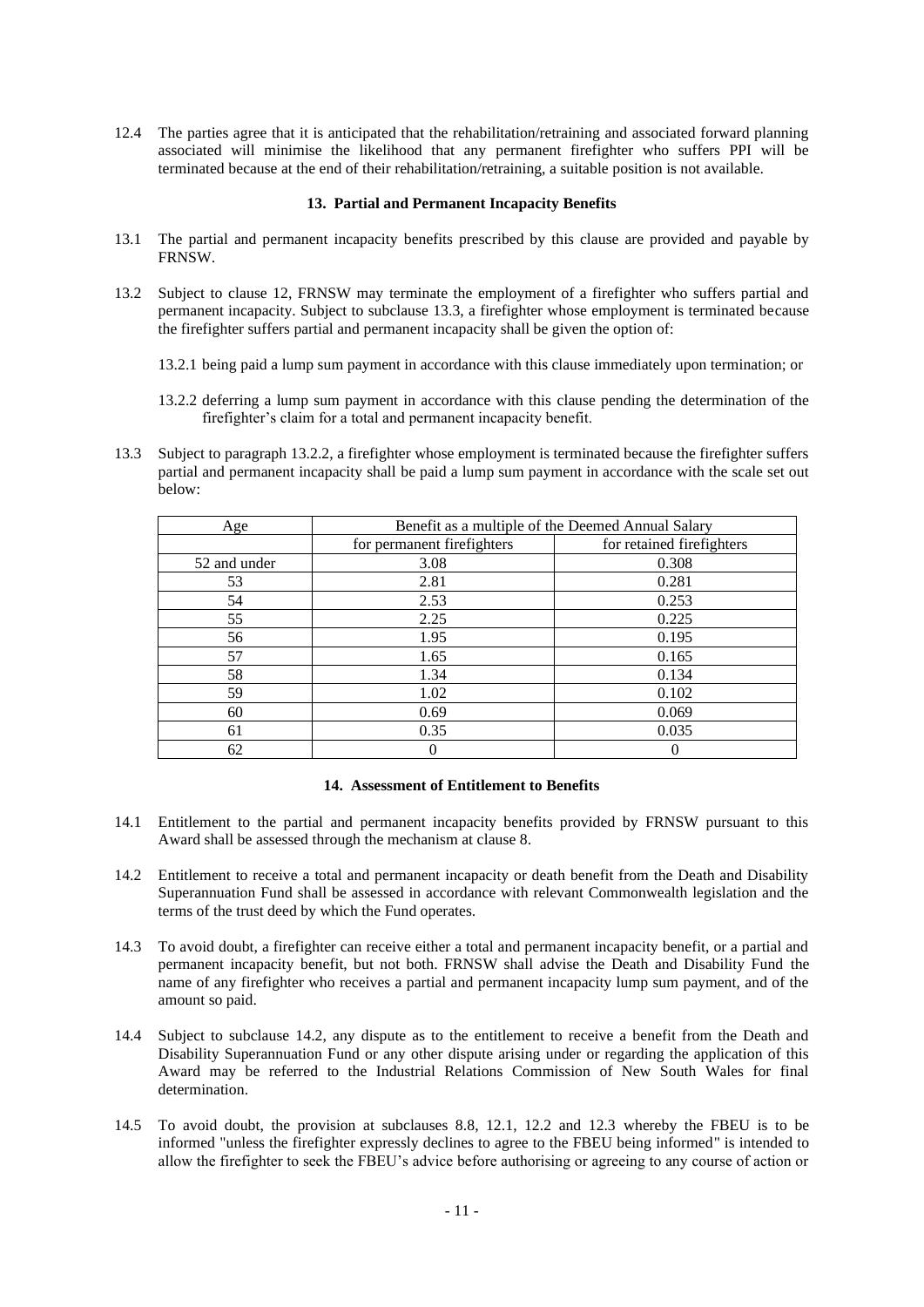12.4 The parties agree that it is anticipated that the rehabilitation/retraining and associated forward planning associated will minimise the likelihood that any permanent firefighter who suffers PPI will be terminated because at the end of their rehabilitation/retraining, a suitable position is not available.

### 13. Partial and Permanent Incapacity Benefits

13.1 The partial and permanent incapacity benefits prescribed by this clause are provided and payable by FRNSW.

13.2 Subject to clause 12, FRNSW may terminate the employment of a firefighter who suffers partial and permanent incapacity. Subject to subclause 13.3, a firefighter whose employment is terminated because the firefighter suffers partial and permanent incapacity shall be given the option of:

13.2.1 being paid a lump sum payment in accordance with this clause immediately upon termination; or

13.2.2 deferring a lump sum payment in accordance with this clause pending the determination of the firefighter's claim for a total and permanent incapacity benefit.

13.3 Subject to paragraph 13.2.2, a firefighter whose employment is terminated because the firefighter suffers partial and permanent incapacity shall be paid a lump sum payment in accordance with the scale set out below:

| Age | Benefit as a multiple of the Deemed Annual Salary | |
|---|---|---|
| | for permanent firefighters | for retained firefighters |
| 52 and under | 3.08 | 0.308 |
| 53 | 2.81 | 0.281 |
| 54 | 2.53 | 0.253 |
| 55 | 2.25 | 0.225 |
| 56 | 1.95 | 0.195 |
| 57 | 1.65 | 0.165 |
| 58 | 1.34 | 0.134 |
| 59 | 1.02 | 0.102 |
| 60 | 0.69 | 0.069 |
| 61 | 0.35 | 0.035 |
| 62 | 0 | 0 |

### 14. Assessment of Entitlement to Benefits

14.1 Entitlement to the partial and permanent incapacity benefits provided by FRNSW pursuant to this Award shall be assessed through the mechanism at clause 8.

14.2 Entitlement to receive a total and permanent incapacity or death benefit from the Death and Disability Superannuation Fund shall be assessed in accordance with relevant Commonwealth legislation and the terms of the trust deed by which the Fund operates.

14.3 To avoid doubt, a firefighter can receive either a total and permanent incapacity benefit, or a partial and permanent incapacity benefit, but not both. FRNSW shall advise the Death and Disability Fund the name of any firefighter who receives a partial and permanent incapacity lump sum payment, and of the amount so paid.

14.4 Subject to subclause 14.2, any dispute as to the entitlement to receive a benefit from the Death and Disability Superannuation Fund or any other dispute arising under or regarding the application of this Award may be referred to the Industrial Relations Commission of New South Wales for final determination.

14.5 To avoid doubt, the provision at subclauses 8.8, 12.1, 12.2 and 12.3 whereby the FBEU is to be informed "unless the firefighter expressly declines to agree to the FBEU being informed" is intended to allow the firefighter to seek the FBEU's advice before authorising or agreeing to any course of action or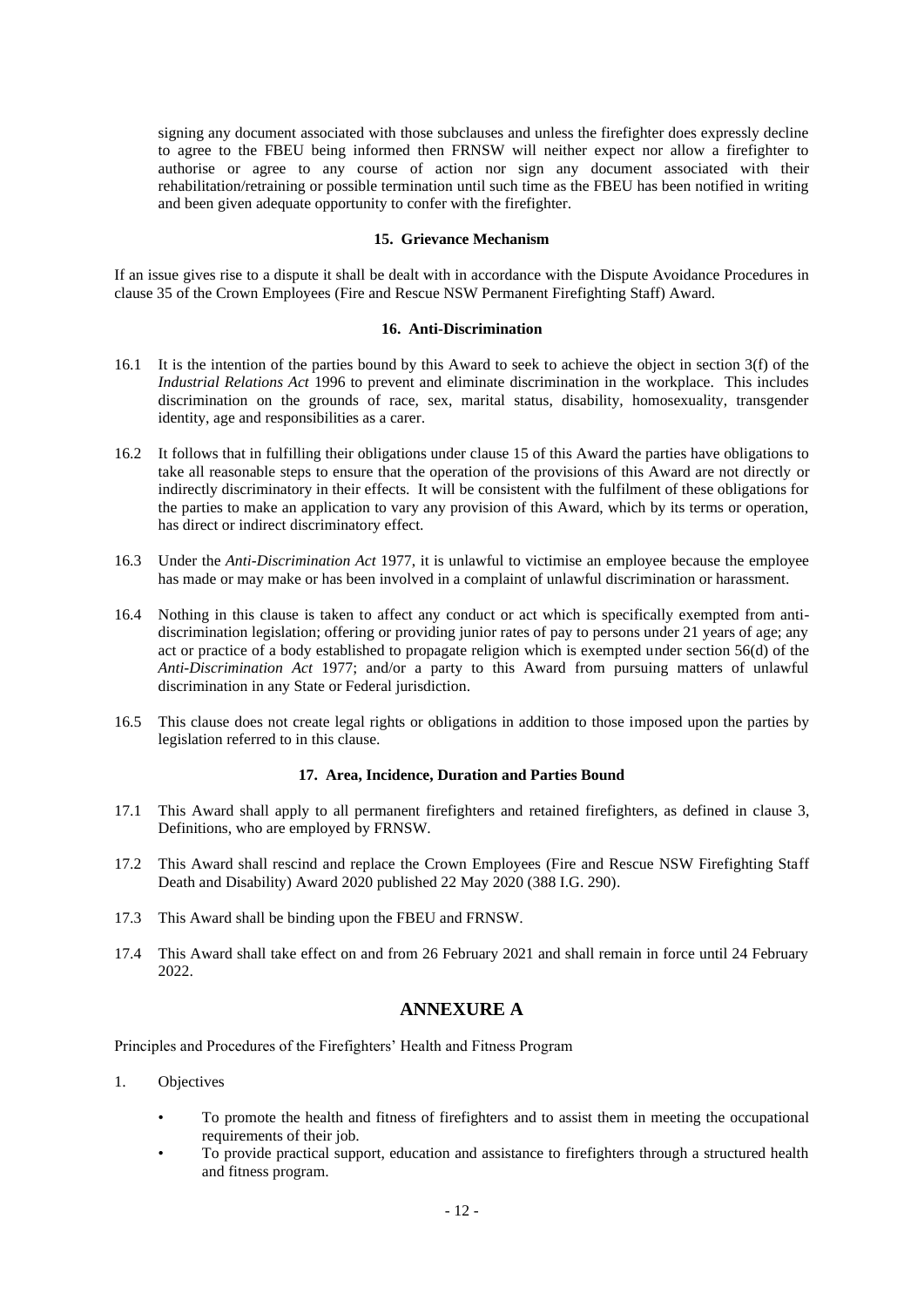signing any document associated with those subclauses and unless the firefighter does expressly decline to agree to the FBEU being informed then FRNSW will neither expect nor allow a firefighter to authorise or agree to any course of action nor sign any document associated with their rehabilitation/retraining or possible termination until such time as the FBEU has been notified in writing and been given adequate opportunity to confer with the firefighter.

#### 15. Grievance Mechanism

If an issue gives rise to a dispute it shall be dealt with in accordance with the Dispute Avoidance Procedures in clause 35 of the Crown Employees (Fire and Rescue NSW Permanent Firefighting Staff) Award.

#### 16. Anti-Discrimination

16.1 It is the intention of the parties bound by this Award to seek to achieve the object in section 3(f) of the *Industrial Relations Act* 1996 to prevent and eliminate discrimination in the workplace. This includes discrimination on the grounds of race, sex, marital status, disability, homosexuality, transgender identity, age and responsibilities as a carer.

16.2 It follows that in fulfilling their obligations under clause 15 of this Award the parties have obligations to take all reasonable steps to ensure that the operation of the provisions of this Award are not directly or indirectly discriminatory in their effects. It will be consistent with the fulfilment of these obligations for the parties to make an application to vary any provision of this Award, which by its terms or operation, has direct or indirect discriminatory effect.

16.3 Under the *Anti-Discrimination Act* 1977, it is unlawful to victimise an employee because the employee has made or may make or has been involved in a complaint of unlawful discrimination or harassment.

16.4 Nothing in this clause is taken to affect any conduct or act which is specifically exempted from anti-discrimination legislation; offering or providing junior rates of pay to persons under 21 years of age; any act or practice of a body established to propagate religion which is exempted under section 56(d) of the *Anti-Discrimination Act* 1977; and/or a party to this Award from pursuing matters of unlawful discrimination in any State or Federal jurisdiction.

16.5 This clause does not create legal rights or obligations in addition to those imposed upon the parties by legislation referred to in this clause.

#### 17. Area, Incidence, Duration and Parties Bound

17.1 This Award shall apply to all permanent firefighters and retained firefighters, as defined in clause 3, Definitions, who are employed by FRNSW.

17.2 This Award shall rescind and replace the Crown Employees (Fire and Rescue NSW Firefighting Staff Death and Disability) Award 2020 published 22 May 2020 (388 I.G. 290).

17.3 This Award shall be binding upon the FBEU and FRNSW.

17.4 This Award shall take effect on and from 26 February 2021 and shall remain in force until 24 February 2022.

## ANNEXURE A

Principles and Procedures of the Firefighters' Health and Fitness Program

1. Objectives

- To promote the health and fitness of firefighters and to assist them in meeting the occupational requirements of their job.
- To provide practical support, education and assistance to firefighters through a structured health and fitness program.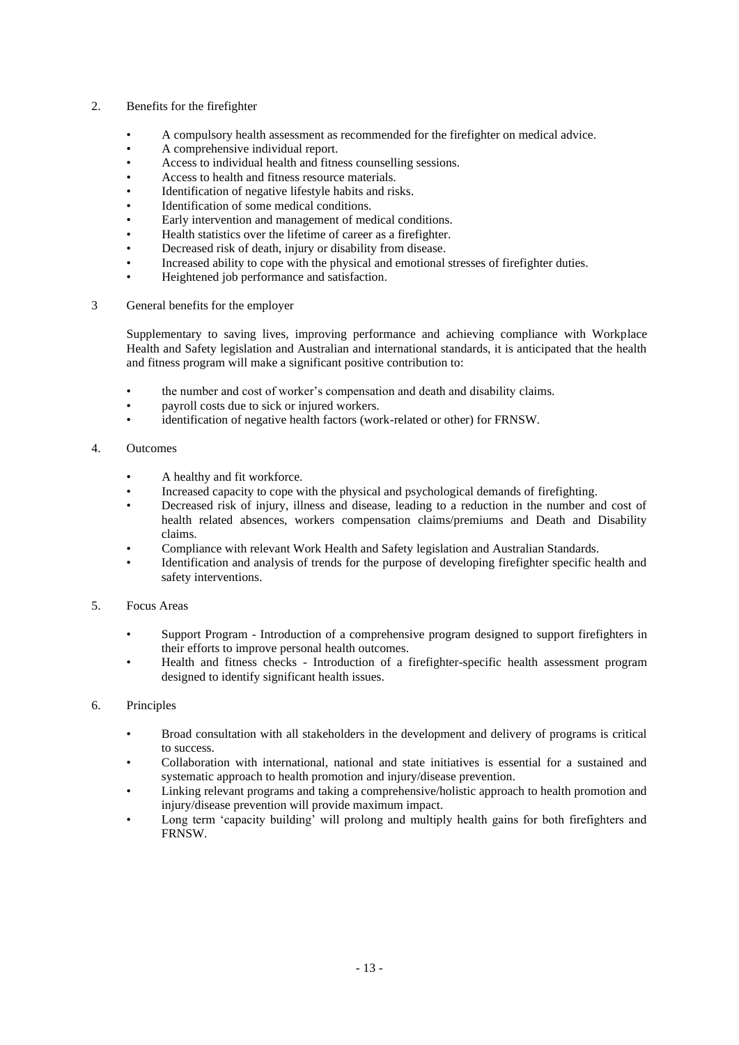## 2. Benefits for the firefighter

- A compulsory health assessment as recommended for the firefighter on medical advice.
- A comprehensive individual report.
- Access to individual health and fitness counselling sessions.
- Access to health and fitness resource materials.
- Identification of negative lifestyle habits and risks.
- Identification of some medical conditions.
- Early intervention and management of medical conditions.
- Health statistics over the lifetime of career as a firefighter.
- Decreased risk of death, injury or disability from disease.
- Increased ability to cope with the physical and emotional stresses of firefighter duties.
- Heightened job performance and satisfaction.

## 3 General benefits for the employer

Supplementary to saving lives, improving performance and achieving compliance with Workplace Health and Safety legislation and Australian and international standards, it is anticipated that the health and fitness program will make a significant positive contribution to:

- the number and cost of worker's compensation and death and disability claims.
- payroll costs due to sick or injured workers.
- identification of negative health factors (work-related or other) for FRNSW.

## 4. Outcomes

- A healthy and fit workforce.
- Increased capacity to cope with the physical and psychological demands of firefighting.
- Decreased risk of injury, illness and disease, leading to a reduction in the number and cost of health related absences, workers compensation claims/premiums and Death and Disability claims.
- Compliance with relevant Work Health and Safety legislation and Australian Standards.
- Identification and analysis of trends for the purpose of developing firefighter specific health and safety interventions.

## 5. Focus Areas

- Support Program - Introduction of a comprehensive program designed to support firefighters in their efforts to improve personal health outcomes.
- Health and fitness checks - Introduction of a firefighter-specific health assessment program designed to identify significant health issues.

## 6. Principles

- Broad consultation with all stakeholders in the development and delivery of programs is critical to success.
- Collaboration with international, national and state initiatives is essential for a sustained and systematic approach to health promotion and injury/disease prevention.
- Linking relevant programs and taking a comprehensive/holistic approach to health promotion and injury/disease prevention will provide maximum impact.
- Long term 'capacity building' will prolong and multiply health gains for both firefighters and FRNSW.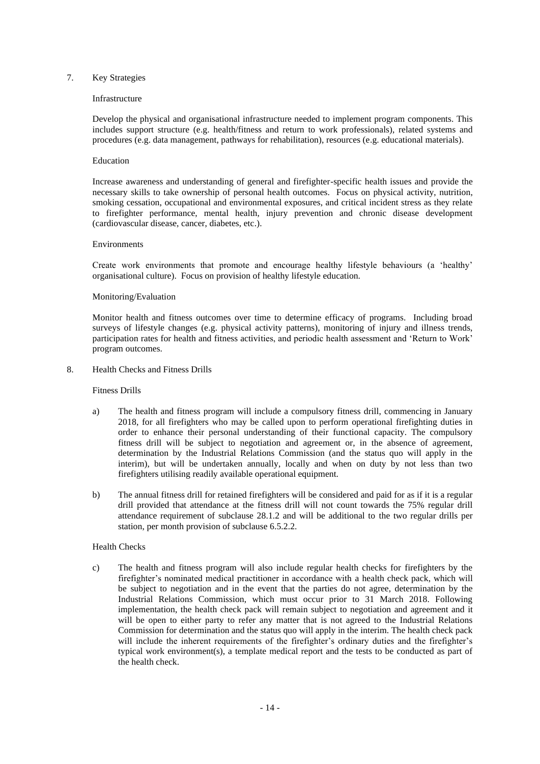## 7. Key Strategies

### Infrastructure

Develop the physical and organisational infrastructure needed to implement program components. This includes support structure (e.g. health/fitness and return to work professionals), related systems and procedures (e.g. data management, pathways for rehabilitation), resources (e.g. educational materials).

### Education

Increase awareness and understanding of general and firefighter-specific health issues and provide the necessary skills to take ownership of personal health outcomes. Focus on physical activity, nutrition, smoking cessation, occupational and environmental exposures, and critical incident stress as they relate to firefighter performance, mental health, injury prevention and chronic disease development (cardiovascular disease, cancer, diabetes, etc.).

### Environments

Create work environments that promote and encourage healthy lifestyle behaviours (a 'healthy' organisational culture). Focus on provision of healthy lifestyle education.

### Monitoring/Evaluation

Monitor health and fitness outcomes over time to determine efficacy of programs. Including broad surveys of lifestyle changes (e.g. physical activity patterns), monitoring of injury and illness trends, participation rates for health and fitness activities, and periodic health assessment and 'Return to Work' program outcomes.

## 8. Health Checks and Fitness Drills

### Fitness Drills

a) The health and fitness program will include a compulsory fitness drill, commencing in January 2018, for all firefighters who may be called upon to perform operational firefighting duties in order to enhance their personal understanding of their functional capacity. The compulsory fitness drill will be subject to negotiation and agreement or, in the absence of agreement, determination by the Industrial Relations Commission (and the status quo will apply in the interim), but will be undertaken annually, locally and when on duty by not less than two firefighters utilising readily available operational equipment.

b) The annual fitness drill for retained firefighters will be considered and paid for as if it is a regular drill provided that attendance at the fitness drill will not count towards the 75% regular drill attendance requirement of subclause 28.1.2 and will be additional to the two regular drills per station, per month provision of subclause 6.5.2.2.

### Health Checks

c) The health and fitness program will also include regular health checks for firefighters by the firefighter's nominated medical practitioner in accordance with a health check pack, which will be subject to negotiation and in the event that the parties do not agree, determination by the Industrial Relations Commission, which must occur prior to 31 March 2018. Following implementation, the health check pack will remain subject to negotiation and agreement and it will be open to either party to refer any matter that is not agreed to the Industrial Relations Commission for determination and the status quo will apply in the interim. The health check pack will include the inherent requirements of the firefighter's ordinary duties and the firefighter's typical work environment(s), a template medical report and the tests to be conducted as part of the health check.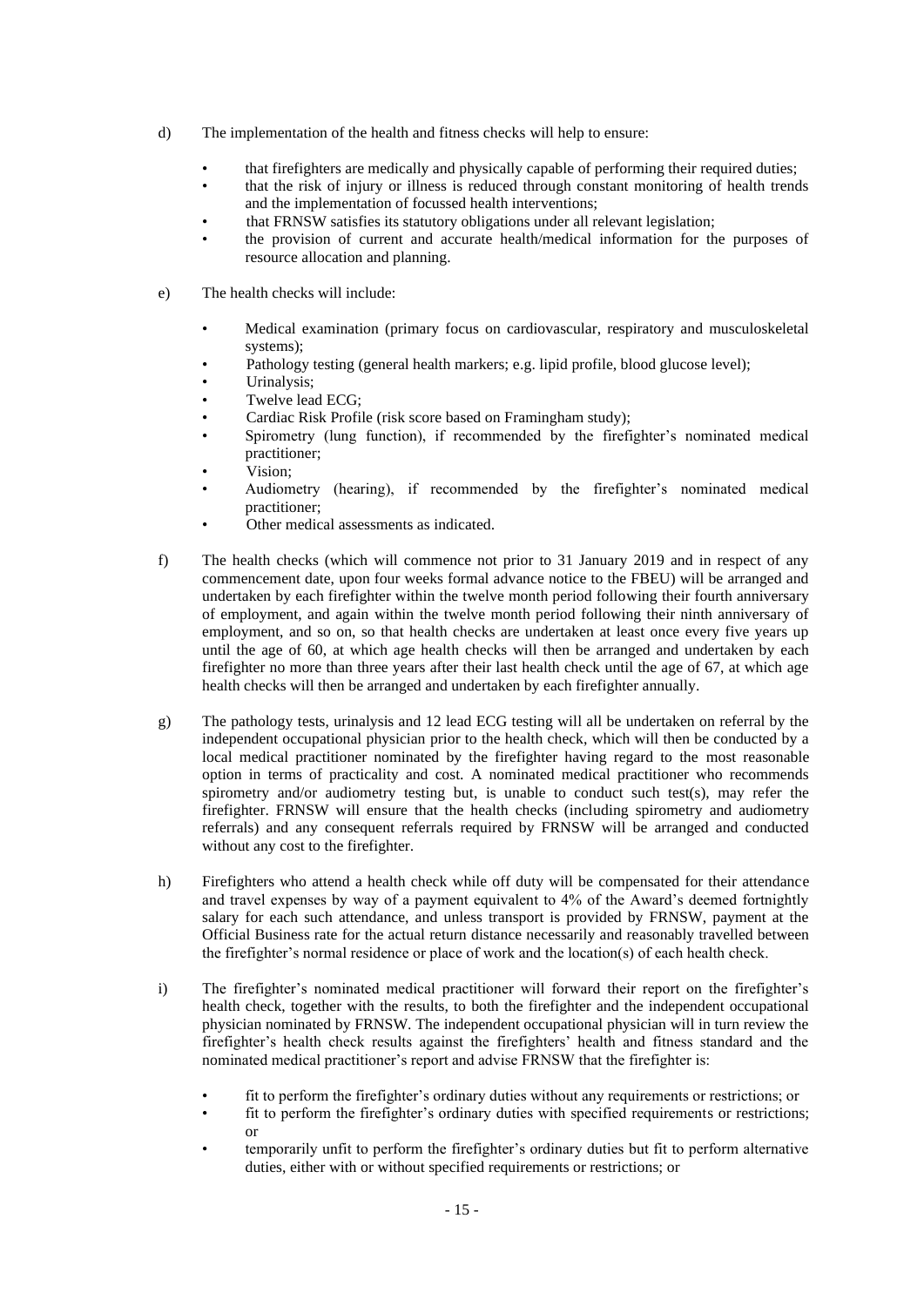d) The implementation of the health and fitness checks will help to ensure:

- that firefighters are medically and physically capable of performing their required duties;
- that the risk of injury or illness is reduced through constant monitoring of health trends and the implementation of focussed health interventions;
- that FRNSW satisfies its statutory obligations under all relevant legislation;
- the provision of current and accurate health/medical information for the purposes of resource allocation and planning.

e) The health checks will include:

- Medical examination (primary focus on cardiovascular, respiratory and musculoskeletal systems);
- Pathology testing (general health markers; e.g. lipid profile, blood glucose level);
- Urinalysis;
- Twelve lead ECG;
- Cardiac Risk Profile (risk score based on Framingham study);
- Spirometry (lung function), if recommended by the firefighter's nominated medical practitioner;
- Vision;
- Audiometry (hearing), if recommended by the firefighter's nominated medical practitioner;
- Other medical assessments as indicated.

f) The health checks (which will commence not prior to 31 January 2019 and in respect of any commencement date, upon four weeks formal advance notice to the FBEU) will be arranged and undertaken by each firefighter within the twelve month period following their fourth anniversary of employment, and again within the twelve month period following their ninth anniversary of employment, and so on, so that health checks are undertaken at least once every five years up until the age of 60, at which age health checks will then be arranged and undertaken by each firefighter no more than three years after their last health check until the age of 67, at which age health checks will then be arranged and undertaken by each firefighter annually.

g) The pathology tests, urinalysis and 12 lead ECG testing will all be undertaken on referral by the independent occupational physician prior to the health check, which will then be conducted by a local medical practitioner nominated by the firefighter having regard to the most reasonable option in terms of practicality and cost. A nominated medical practitioner who recommends spirometry and/or audiometry testing but, is unable to conduct such test(s), may refer the firefighter. FRNSW will ensure that the health checks (including spirometry and audiometry referrals) and any consequent referrals required by FRNSW will be arranged and conducted without any cost to the firefighter.

h) Firefighters who attend a health check while off duty will be compensated for their attendance and travel expenses by way of a payment equivalent to 4% of the Award's deemed fortnightly salary for each such attendance, and unless transport is provided by FRNSW, payment at the Official Business rate for the actual return distance necessarily and reasonably travelled between the firefighter's normal residence or place of work and the location(s) of each health check.

i) The firefighter's nominated medical practitioner will forward their report on the firefighter's health check, together with the results, to both the firefighter and the independent occupational physician nominated by FRNSW. The independent occupational physician will in turn review the firefighter's health check results against the firefighters' health and fitness standard and the nominated medical practitioner's report and advise FRNSW that the firefighter is:

- fit to perform the firefighter's ordinary duties without any requirements or restrictions; or
- fit to perform the firefighter's ordinary duties with specified requirements or restrictions; or
- temporarily unfit to perform the firefighter's ordinary duties but fit to perform alternative duties, either with or without specified requirements or restrictions; or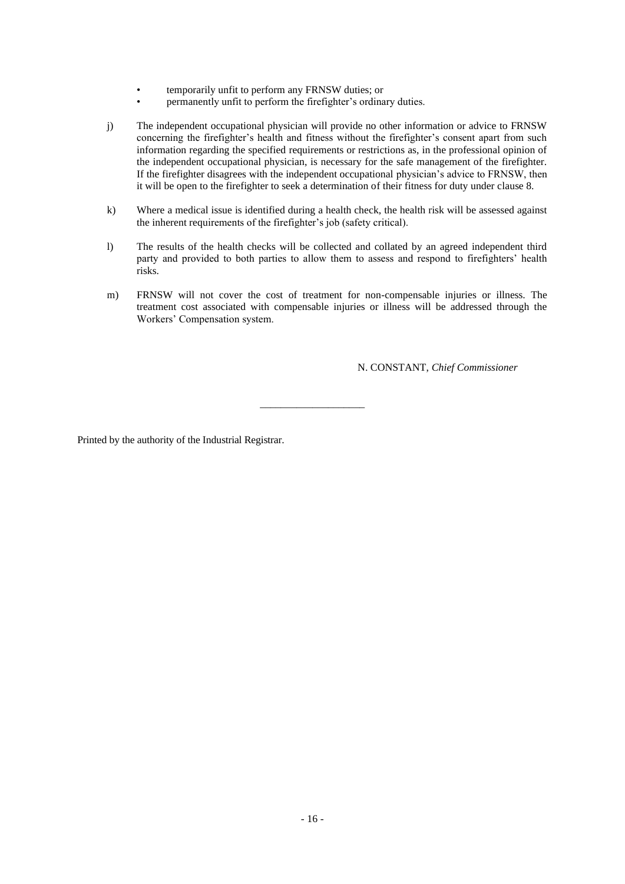- temporarily unfit to perform any FRNSW duties; or
- permanently unfit to perform the firefighter's ordinary duties.

j) The independent occupational physician will provide no other information or advice to FRNSW concerning the firefighter's health and fitness without the firefighter's consent apart from such information regarding the specified requirements or restrictions as, in the professional opinion of the independent occupational physician, is necessary for the safe management of the firefighter. If the firefighter disagrees with the independent occupational physician's advice to FRNSW, then it will be open to the firefighter to seek a determination of their fitness for duty under clause 8.

k) Where a medical issue is identified during a health check, the health risk will be assessed against the inherent requirements of the firefighter's job (safety critical).

l) The results of the health checks will be collected and collated by an agreed independent third party and provided to both parties to allow them to assess and respond to firefighters' health risks.

m) FRNSW will not cover the cost of treatment for non-compensable injuries or illness. The treatment cost associated with compensable injuries or illness will be addressed through the Workers' Compensation system.

N. CONSTANT, *Chief Commissioner*

---

Printed by the authority of the Industrial Registrar.